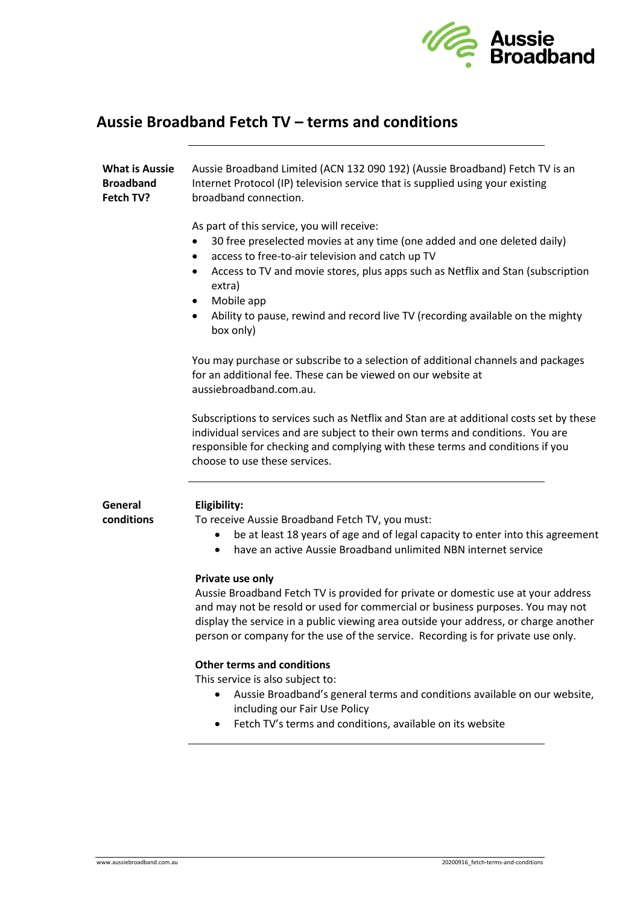# Aussie Broadband Fetch TV – terms and conditions

### What is Aussie Broadband Fetch TV?

Aussie Broadband Limited (ACN 132 090 192) (Aussie Broadband) Fetch TV is an Internet Protocol (IP) television service that is supplied using your existing broadband connection.

As part of this service, you will receive:

- 30 free preselected movies at any time (one added and one deleted daily)
- access to free-to-air television and catch up TV
- Access to TV and movie stores, plus apps such as Netflix and Stan (subscription extra)
- Mobile app
- Ability to pause, rewind and record live TV (recording available on the mighty box only)

You may purchase or subscribe to a selection of additional channels and packages for an additional fee. These can be viewed on our website at aussiebroadband.com.au.

Subscriptions to services such as Netflix and Stan are at additional costs set by these individual services and are subject to their own terms and conditions. You are responsible for checking and complying with these terms and conditions if you choose to use these services.

### General conditions

**Eligibility:**

To receive Aussie Broadband Fetch TV, you must:

- be at least 18 years of age and of legal capacity to enter into this agreement
- have an active Aussie Broadband unlimited NBN internet service

**Private use only**

Aussie Broadband Fetch TV is provided for private or domestic use at your address and may not be resold or used for commercial or business purposes. You may not display the service in a public viewing area outside your address, or charge another person or company for the use of the service. Recording is for private use only.

**Other terms and conditions**

This service is also subject to:

- Aussie Broadband's general terms and conditions available on our website, including our Fair Use Policy
- Fetch TV's terms and conditions, available on its website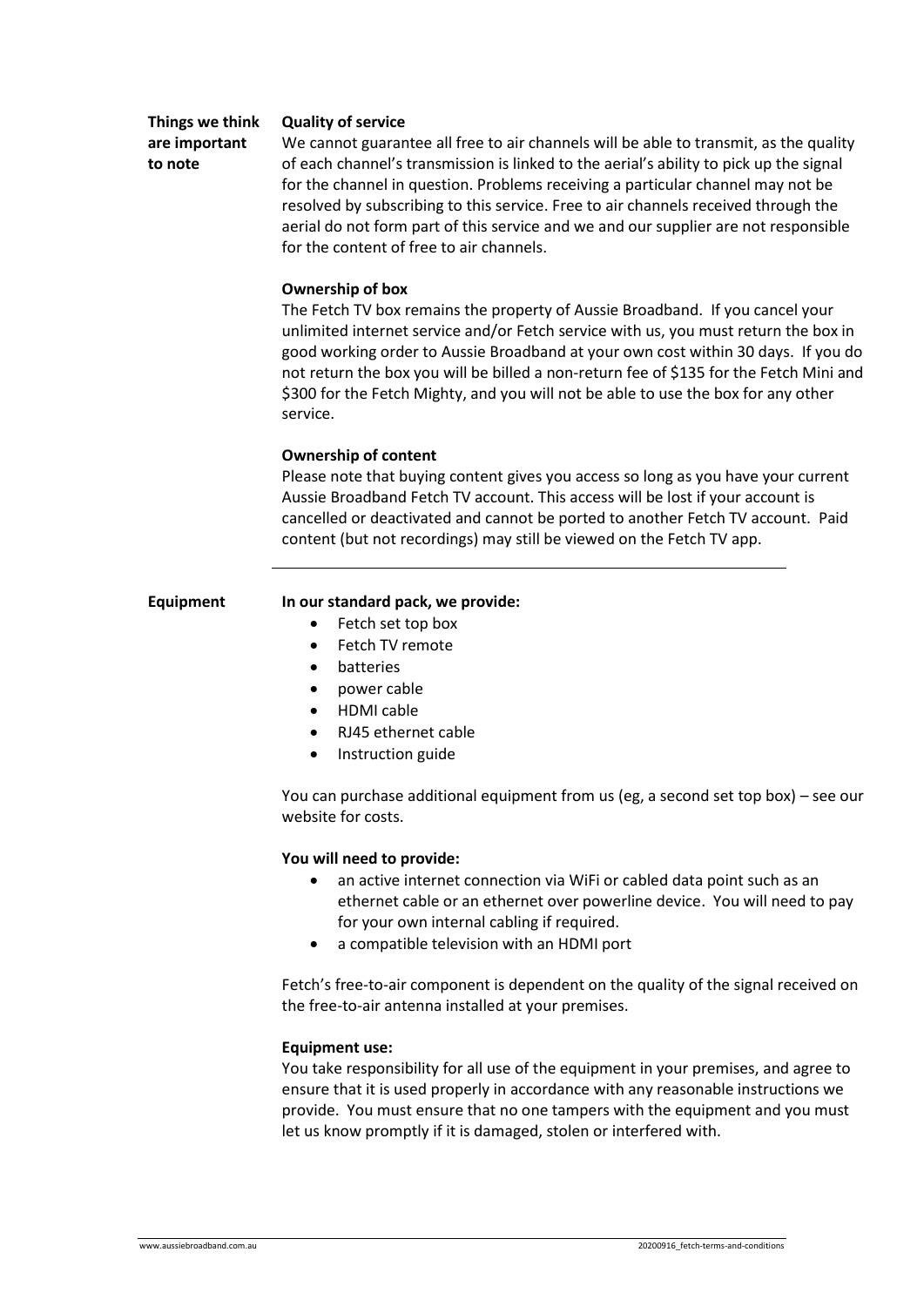## Things we think are important to note

**Quality of service**

We cannot guarantee all free to air channels will be able to transmit, as the quality of each channel's transmission is linked to the aerial's ability to pick up the signal for the channel in question. Problems receiving a particular channel may not be resolved by subscribing to this service. Free to air channels received through the aerial do not form part of this service and we and our supplier are not responsible for the content of free to air channels.

**Ownership of box**

The Fetch TV box remains the property of Aussie Broadband. If you cancel your unlimited internet service and/or Fetch service with us, you must return the box in good working order to Aussie Broadband at your own cost within 30 days. If you do not return the box you will be billed a non-return fee of $135 for the Fetch Mini and $300 for the Fetch Mighty, and you will not be able to use the box for any other service.

**Ownership of content**

Please note that buying content gives you access so long as you have your current Aussie Broadband Fetch TV account. This access will be lost if your account is cancelled or deactivated and cannot be ported to another Fetch TV account. Paid content (but not recordings) may still be viewed on the Fetch TV app.

---

## Equipment

**In our standard pack, we provide:**

- Fetch set top box
- Fetch TV remote
- batteries
- power cable
- HDMI cable
- RJ45 ethernet cable
- Instruction guide

You can purchase additional equipment from us (eg, a second set top box) – see our website for costs.

**You will need to provide:**

- an active internet connection via WiFi or cabled data point such as an ethernet cable or an ethernet over powerline device. You will need to pay for your own internal cabling if required.
- a compatible television with an HDMI port

Fetch's free-to-air component is dependent on the quality of the signal received on the free-to-air antenna installed at your premises.

**Equipment use:**

You take responsibility for all use of the equipment in your premises, and agree to ensure that it is used properly in accordance with any reasonable instructions we provide. You must ensure that no one tampers with the equipment and you must let us know promptly if it is damaged, stolen or interfered with.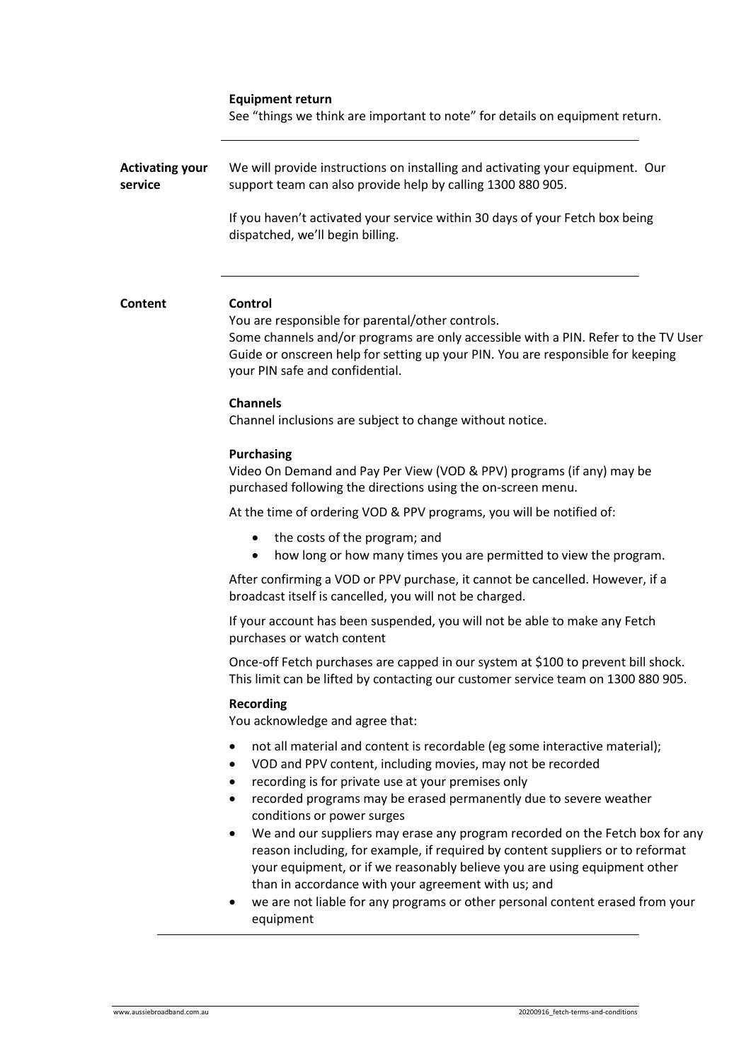**Equipment return**

See "things we think are important to note" for details on equipment return.

---

**Activating your service**

We will provide instructions on installing and activating your equipment. Our support team can also provide help by calling 1300 880 905.

If you haven't activated your service within 30 days of your Fetch box being dispatched, we'll begin billing.

---

**Content**

**Control**

You are responsible for parental/other controls.
Some channels and/or programs are only accessible with a PIN. Refer to the TV User Guide or onscreen help for setting up your PIN. You are responsible for keeping your PIN safe and confidential.

**Channels**

Channel inclusions are subject to change without notice.

**Purchasing**

Video On Demand and Pay Per View (VOD & PPV) programs (if any) may be purchased following the directions using the on-screen menu.

At the time of ordering VOD & PPV programs, you will be notified of:

- the costs of the program; and
- how long or how many times you are permitted to view the program.

After confirming a VOD or PPV purchase, it cannot be cancelled. However, if a broadcast itself is cancelled, you will not be charged.

If your account has been suspended, you will not be able to make any Fetch purchases or watch content

Once-off Fetch purchases are capped in our system at $100 to prevent bill shock. This limit can be lifted by contacting our customer service team on 1300 880 905.

**Recording**

You acknowledge and agree that:

- not all material and content is recordable (eg some interactive material);
- VOD and PPV content, including movies, may not be recorded
- recording is for private use at your premises only
- recorded programs may be erased permanently due to severe weather conditions or power surges
- We and our suppliers may erase any program recorded on the Fetch box for any reason including, for example, if required by content suppliers or to reformat your equipment, or if we reasonably believe you are using equipment other than in accordance with your agreement with us; and
- we are not liable for any programs or other personal content erased from your equipment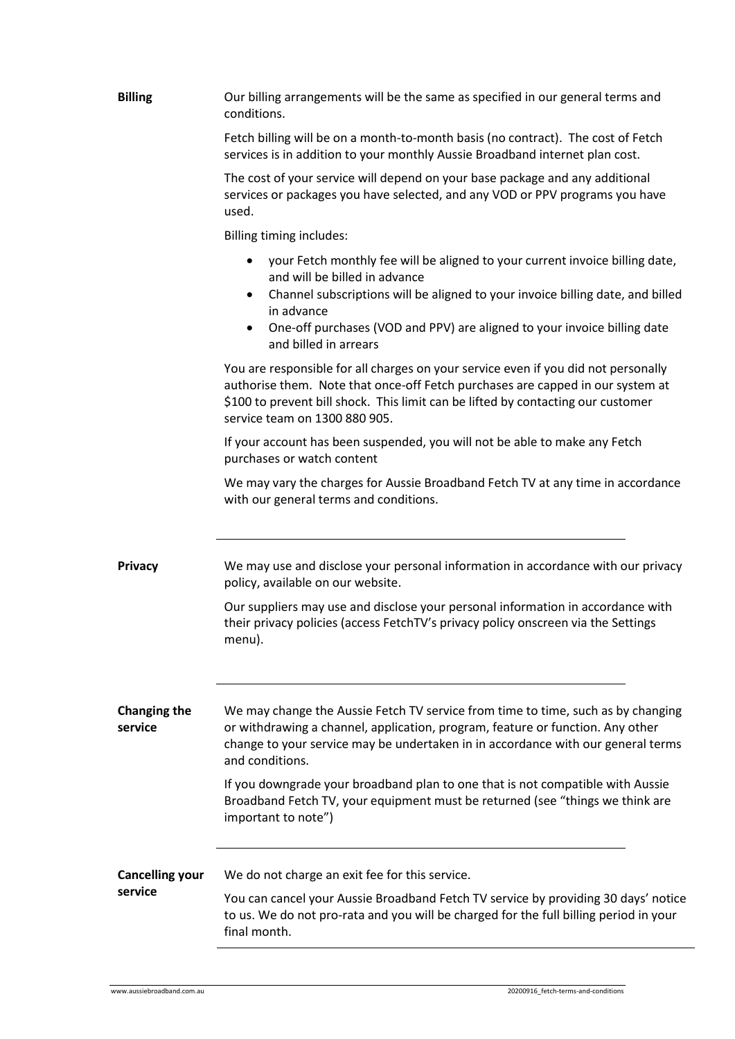**Billing**

Our billing arrangements will be the same as specified in our general terms and conditions.

Fetch billing will be on a month-to-month basis (no contract). The cost of Fetch services is in addition to your monthly Aussie Broadband internet plan cost.

The cost of your service will depend on your base package and any additional services or packages you have selected, and any VOD or PPV programs you have used.

Billing timing includes:

- your Fetch monthly fee will be aligned to your current invoice billing date, and will be billed in advance
- Channel subscriptions will be aligned to your invoice billing date, and billed in advance
- One-off purchases (VOD and PPV) are aligned to your invoice billing date and billed in arrears

You are responsible for all charges on your service even if you did not personally authorise them. Note that once-off Fetch purchases are capped in our system at $100 to prevent bill shock. This limit can be lifted by contacting our customer service team on 1300 880 905.

If your account has been suspended, you will not be able to make any Fetch purchases or watch content

We may vary the charges for Aussie Broadband Fetch TV at any time in accordance with our general terms and conditions.

**Privacy**

We may use and disclose your personal information in accordance with our privacy policy, available on our website.

Our suppliers may use and disclose your personal information in accordance with their privacy policies (access FetchTV's privacy policy onscreen via the Settings menu).

**Changing the service**

We may change the Aussie Fetch TV service from time to time, such as by changing or withdrawing a channel, application, program, feature or function. Any other change to your service may be undertaken in in accordance with our general terms and conditions.

If you downgrade your broadband plan to one that is not compatible with Aussie Broadband Fetch TV, your equipment must be returned (see "things we think are important to note")

**Cancelling your service**

We do not charge an exit fee for this service.

You can cancel your Aussie Broadband Fetch TV service by providing 30 days' notice to us. We do not pro-rata and you will be charged for the full billing period in your final month.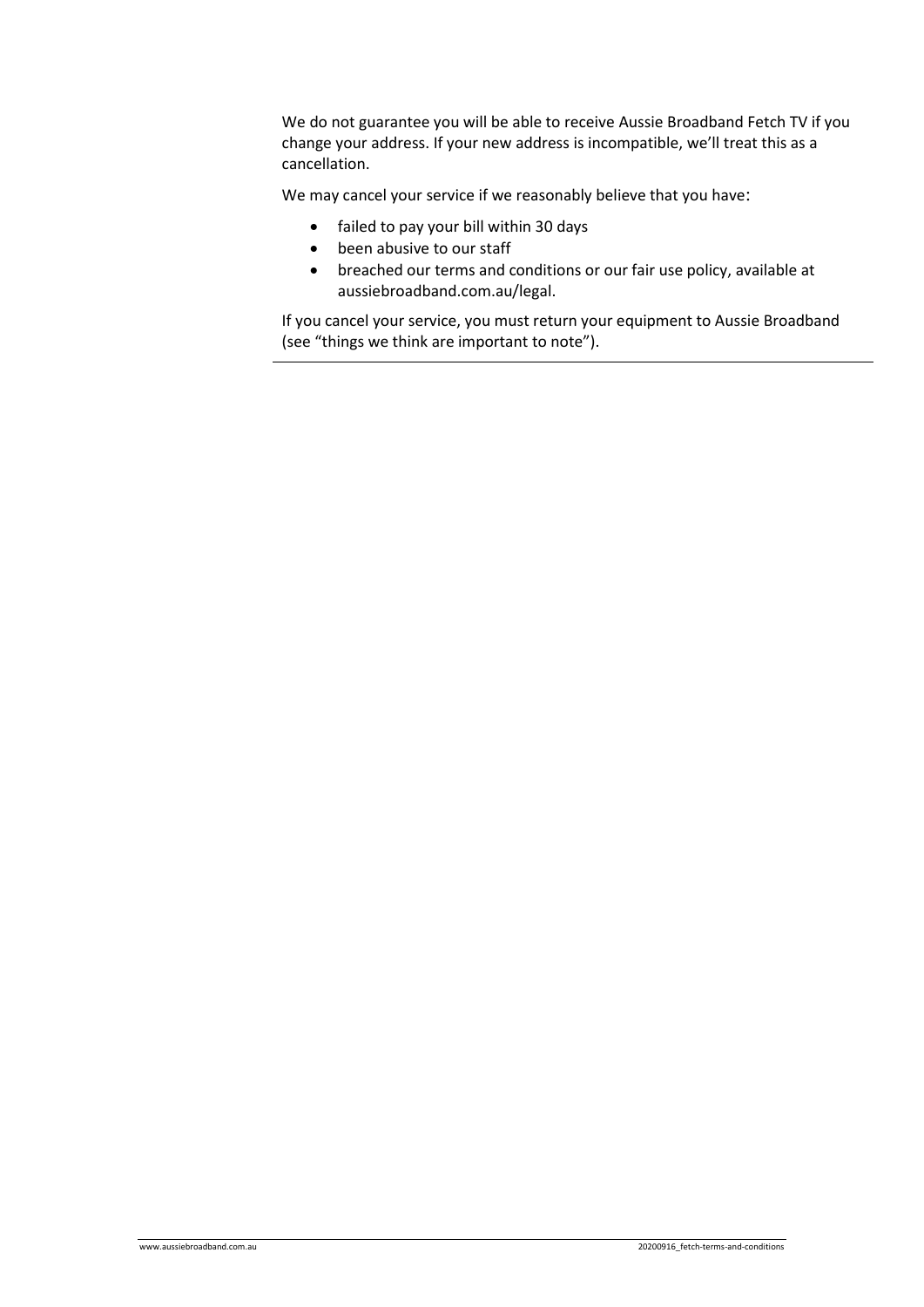We do not guarantee you will be able to receive Aussie Broadband Fetch TV if you change your address. If your new address is incompatible, we'll treat this as a cancellation.

We may cancel your service if we reasonably believe that you have:

- failed to pay your bill within 30 days
- been abusive to our staff
- breached our terms and conditions or our fair use policy, available at aussiebroadband.com.au/legal.

If you cancel your service, you must return your equipment to Aussie Broadband (see "things we think are important to note").